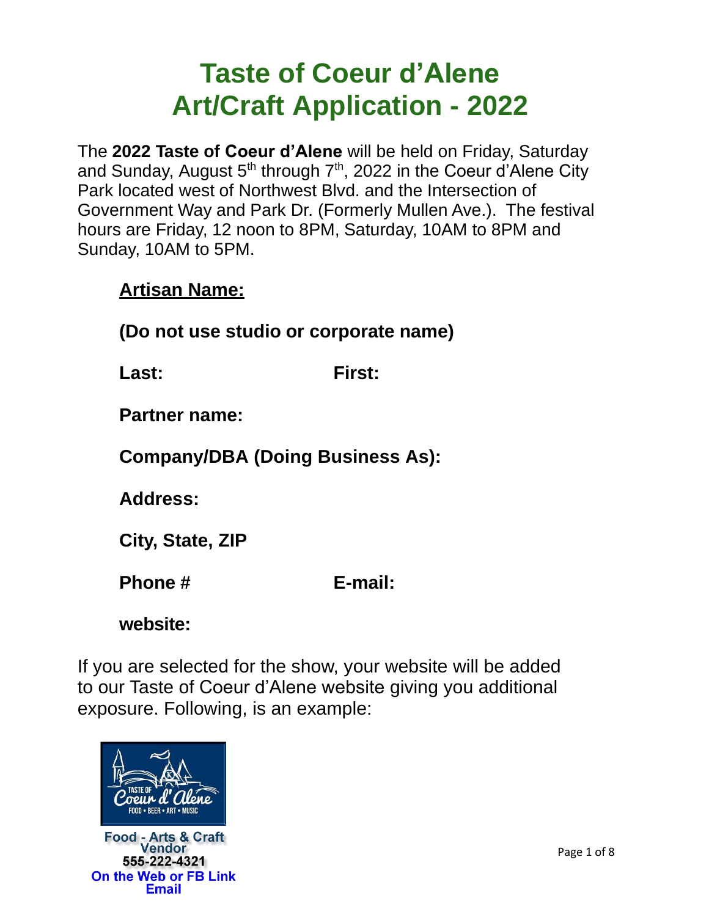# Taste of Coeur d'Alene
# Art/Craft Application - 2022

The **2022 Taste of Coeur d'Alene** will be held on Friday, Saturday and Sunday, August 5th through 7th, 2022 in the Coeur d'Alene City Park located west of Northwest Blvd. and the Intersection of Government Way and Park Dr. (Formerly Mullen Ave.). The festival hours are Friday, 12 noon to 8PM, Saturday, 10AM to 8PM and Sunday, 10AM to 5PM.

**Artisan Name:**

**(Do not use studio or corporate name)**

**Last:** **First:**

**Partner name:**

**Company/DBA (Doing Business As):**

**Address:**

**City, State, ZIP**

**Phone #** **E-mail:**

**website:**

If you are selected for the show, your website will be added to our Taste of Coeur d'Alene website giving you additional exposure. Following, is an example:

TASTE OF Coeur d'Alene
FOOD • BEER • ART • MUSIC

**Food - Arts & Craft Vendor**
**555-222-4321**
**On the Web or FB Link**
**Email**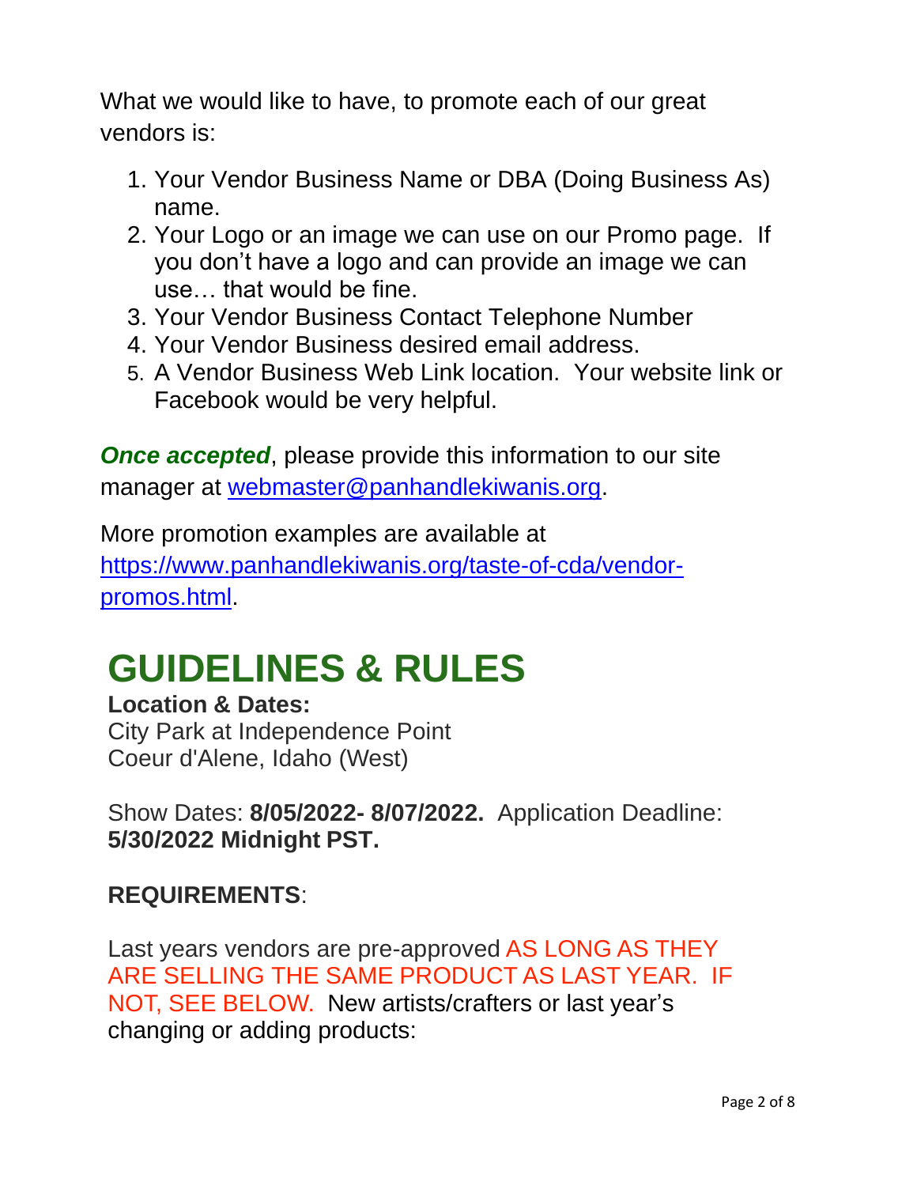What we would like to have, to promote each of our great vendors is:

1. Your Vendor Business Name or DBA (Doing Business As) name.
2. Your Logo or an image we can use on our Promo page. If you don't have a logo and can provide an image we can use… that would be fine.
3. Your Vendor Business Contact Telephone Number
4. Your Vendor Business desired email address.
5. A Vendor Business Web Link location. Your website link or Facebook would be very helpful.

***Once accepted***, please provide this information to our site manager at webmaster@panhandlekiwanis.org.

More promotion examples are available at https://www.panhandlekiwanis.org/taste-of-cda/vendor-promos.html.

# GUIDELINES & RULES

**Location & Dates:**
City Park at Independence Point
Coeur d'Alene, Idaho (West)

Show Dates: **8/05/2022- 8/07/2022.** Application Deadline: **5/30/2022 Midnight PST.**

**REQUIREMENTS**:

Last years vendors are pre-approved AS LONG AS THEY ARE SELLING THE SAME PRODUCT AS LAST YEAR. IF NOT, SEE BELOW. New artists/crafters or last year's changing or adding products: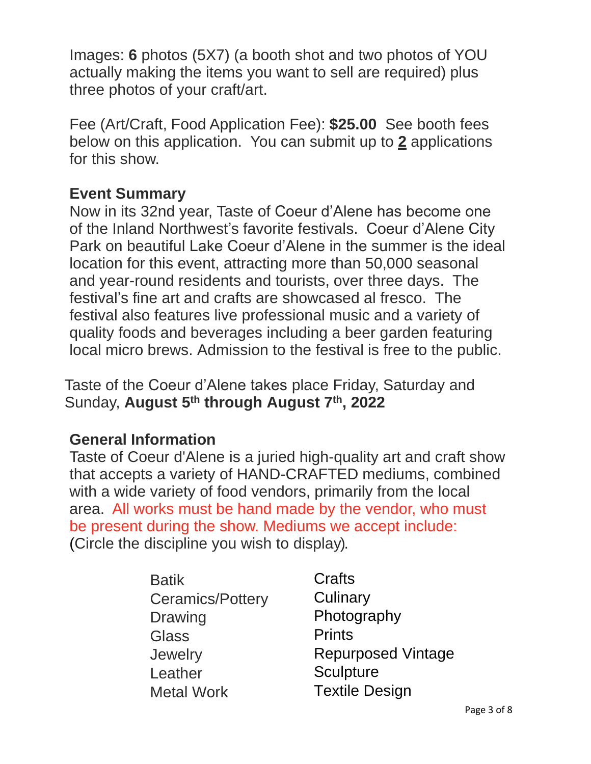Images: **6** photos (5X7) (a booth shot and two photos of YOU actually making the items you want to sell are required) plus three photos of your craft/art.

Fee (Art/Craft, Food Application Fee): **$25.00** See booth fees below on this application. You can submit up to **2** applications for this show.

## Event Summary

Now in its 32nd year, Taste of Coeur d'Alene has become one of the Inland Northwest's favorite festivals. Coeur d'Alene City Park on beautiful Lake Coeur d'Alene in the summer is the ideal location for this event, attracting more than 50,000 seasonal and year-round residents and tourists, over three days. The festival's fine art and crafts are showcased al fresco. The festival also features live professional music and a variety of quality foods and beverages including a beer garden featuring local micro brews. Admission to the festival is free to the public.

Taste of the Coeur d'Alene takes place Friday, Saturday and Sunday, **August 5th through August 7th, 2022**

## General Information

Taste of Coeur d'Alene is a juried high-quality art and craft show that accepts a variety of HAND-CRAFTED mediums, combined with a wide variety of food vendors, primarily from the local area. All works must be hand made by the vendor, who must be present during the show. Mediums we accept include: (Circle the discipline you wish to display).

- Batik
- Ceramics/Pottery
- Drawing
- Glass
- Jewelry
- Leather
- Metal Work
- Crafts
- Culinary
- Photography
- Prints
- Repurposed Vintage
- Sculpture
- Textile Design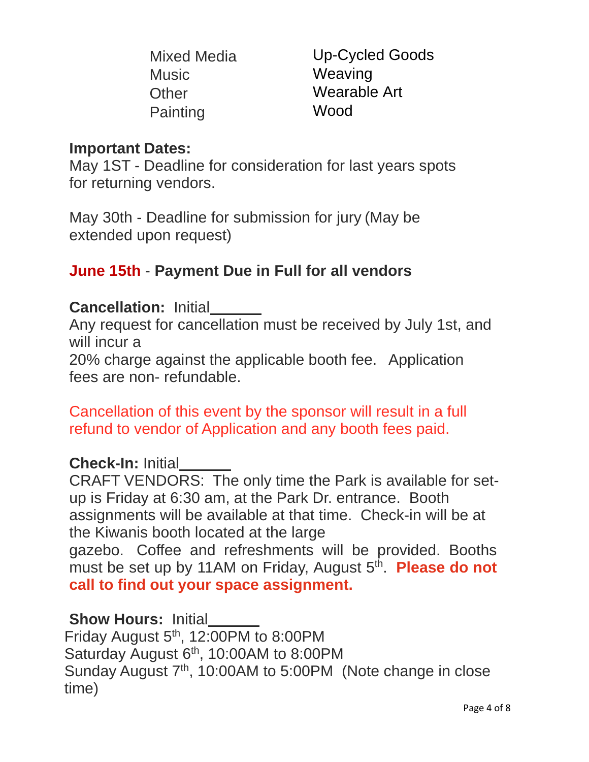| | |
|---|---|
| Mixed Media | Up-Cycled Goods |
| Music | Weaving |
| Other | Wearable Art |
| Painting | Wood |

**Important Dates:**
May 1ST - Deadline for consideration for last years spots for returning vendors.

May 30th - Deadline for submission for jury (May be extended upon request)

**June 15th - Payment Due in Full for all vendors**

**Cancellation:** Initial______
Any request for cancellation must be received by July 1st, and will incur a
20% charge against the applicable booth fee. Application fees are non- refundable.

Cancellation of this event by the sponsor will result in a full refund to vendor of Application and any booth fees paid.

**Check-In:** Initial______
CRAFT VENDORS: The only time the Park is available for set-up is Friday at 6:30 am, at the Park Dr. entrance. Booth assignments will be available at that time. Check-in will be at the Kiwanis booth located at the large
gazebo. Coffee and refreshments will be provided. Booths must be set up by 11AM on Friday, August 5th. **Please do not call to find out your space assignment.**

**Show Hours:** Initial______
Friday August 5th, 12:00PM to 8:00PM
Saturday August 6th, 10:00AM to 8:00PM
Sunday August 7th, 10:00AM to 5:00PM (Note change in close time)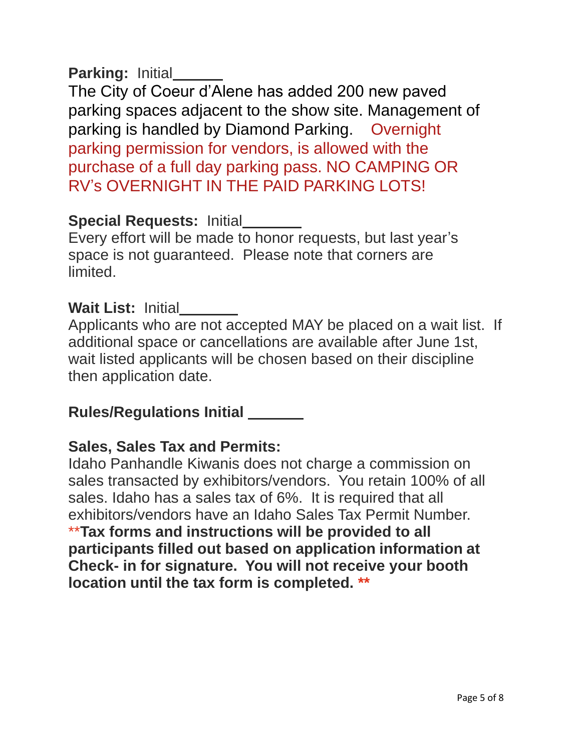**Parking:** Initial______

The City of Coeur d'Alene has added 200 new paved parking spaces adjacent to the show site. Management of parking is handled by Diamond Parking. Overnight parking permission for vendors, is allowed with the purchase of a full day parking pass. NO CAMPING OR RV's OVERNIGHT IN THE PAID PARKING LOTS!

**Special Requests:** Initial_______

Every effort will be made to honor requests, but last year's space is not guaranteed. Please note that corners are limited.

**Wait List:** Initial_______

Applicants who are not accepted MAY be placed on a wait list. If additional space or cancellations are available after June 1st, wait listed applicants will be chosen based on their discipline then application date.

**Rules/Regulations Initial _______**

**Sales, Sales Tax and Permits:**

Idaho Panhandle Kiwanis does not charge a commission on sales transacted by exhibitors/vendors. You retain 100% of all sales. Idaho has a sales tax of 6%. It is required that all exhibitors/vendors have an Idaho Sales Tax Permit Number. **Tax forms and instructions will be provided to all participants filled out based on application information at Check- in for signature. You will not receive your booth location until the tax form is completed. \*\***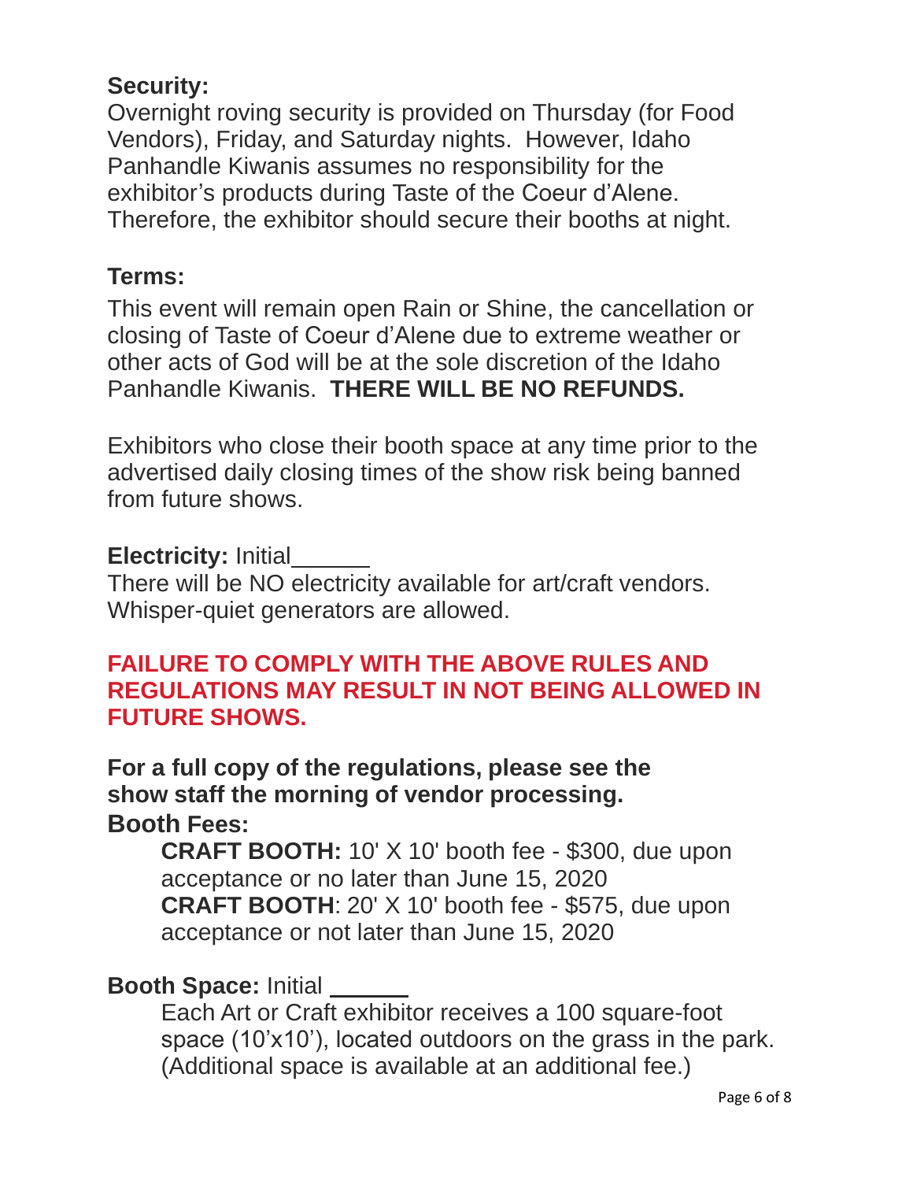**Security:**
Overnight roving security is provided on Thursday (for Food Vendors), Friday, and Saturday nights. However, Idaho Panhandle Kiwanis assumes no responsibility for the exhibitor's products during Taste of the Coeur d'Alene. Therefore, the exhibitor should secure their booths at night.

**Terms:**

This event will remain open Rain or Shine, the cancellation or closing of Taste of Coeur d'Alene due to extreme weather or other acts of God will be at the sole discretion of the Idaho Panhandle Kiwanis. **THERE WILL BE NO REFUNDS.**

Exhibitors who close their booth space at any time prior to the advertised daily closing times of the show risk being banned from future shows.

**Electricity:** Initial______
There will be NO electricity available for art/craft vendors. Whisper-quiet generators are allowed.

**FAILURE TO COMPLY WITH THE ABOVE RULES AND REGULATIONS MAY RESULT IN NOT BEING ALLOWED IN FUTURE SHOWS.**

**For a full copy of the regulations, please see the show staff the morning of vendor processing.**

**Booth Fees:**

**CRAFT BOOTH:** 10' X 10' booth fee - $300, due upon acceptance or no later than June 15, 2020
**CRAFT BOOTH**: 20' X 10' booth fee - $575, due upon acceptance or not later than June 15, 2020

**Booth Space:** Initial ______

Each Art or Craft exhibitor receives a 100 square-foot space (10'x10'), located outdoors on the grass in the park. (Additional space is available at an additional fee.)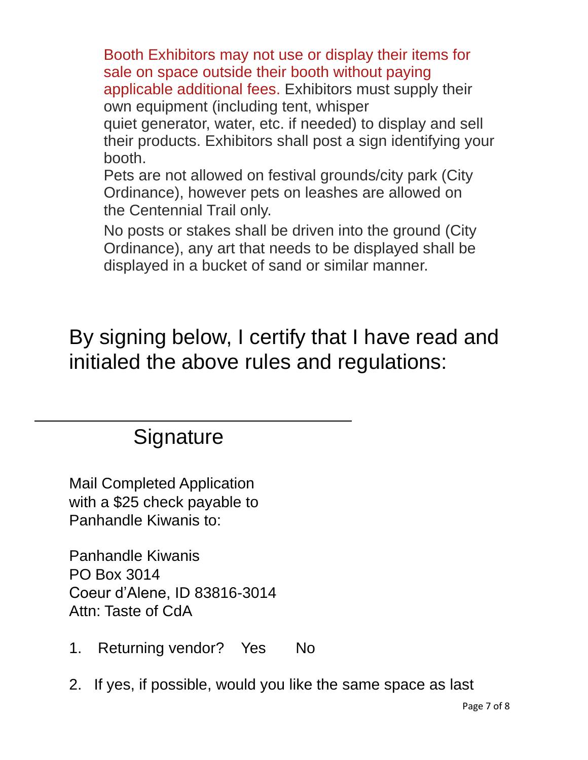Booth Exhibitors may not use or display their items for sale on space outside their booth without paying applicable additional fees. Exhibitors must supply their own equipment (including tent, whisper quiet generator, water, etc. if needed) to display and sell their products. Exhibitors shall post a sign identifying your booth.

Pets are not allowed on festival grounds/city park (City Ordinance), however pets on leashes are allowed on the Centennial Trail only.

No posts or stakes shall be driven into the ground (City Ordinance), any art that needs to be displayed shall be displayed in a bucket of sand or similar manner.

## By signing below, I certify that I have read and initialed the above rules and regulations:

\_\_\_\_\_\_\_\_\_\_\_\_\_\_\_\_\_\_\_\_\_\_\_\_\_\_\_\_\_\_\_\_\_\_\_\_

Signature

Mail Completed Application with a $25 check payable to Panhandle Kiwanis to:

Panhandle Kiwanis
PO Box 3014
Coeur d'Alene, ID 83816-3014
Attn: Taste of CdA

1. Returning vendor? Yes No
2. If yes, if possible, would you like the same space as last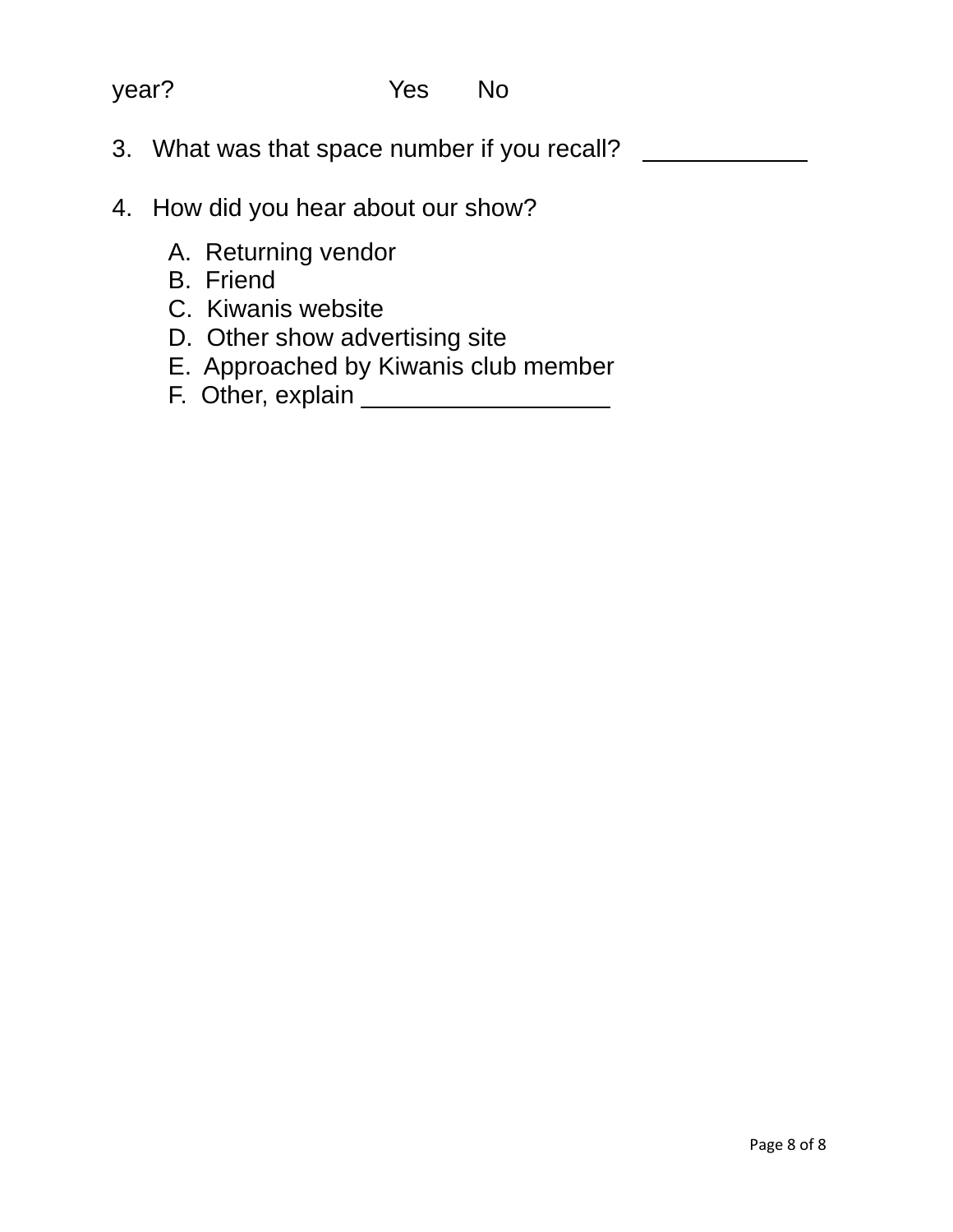year? Yes No

3. What was that space number if you recall? ____________

4. How did you hear about our show?

   A. Returning vendor
   B. Friend
   C. Kiwanis website
   D. Other show advertising site
   E. Approached by Kiwanis club member
   F. Other, explain __________________